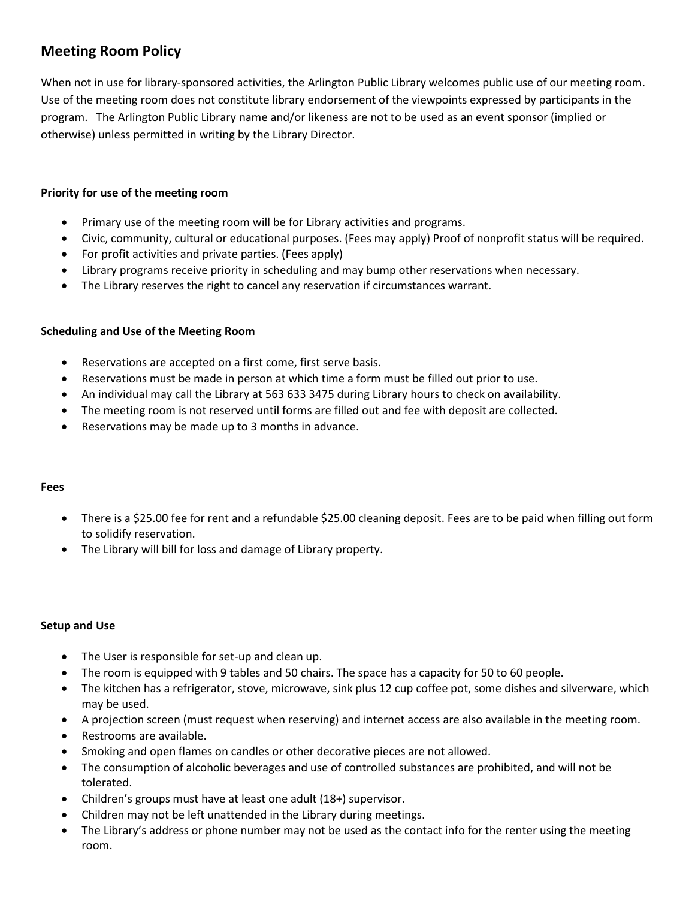## Meeting Room Policy

When not in use for library-sponsored activities, the Arlington Public Library welcomes public use of our meeting room. Use of the meeting room does not constitute library endorsement of the viewpoints expressed by participants in the program. The Arlington Public Library name and/or likeness are not to be used as an event sponsor (implied or otherwise) unless permitted in writing by the Library Director.

**Priority for use of the meeting room**

- Primary use of the meeting room will be for Library activities and programs.
- Civic, community, cultural or educational purposes. (Fees may apply) Proof of nonprofit status will be required.
- For profit activities and private parties. (Fees apply)
- Library programs receive priority in scheduling and may bump other reservations when necessary.
- The Library reserves the right to cancel any reservation if circumstances warrant.

**Scheduling and Use of the Meeting Room**

- Reservations are accepted on a first come, first serve basis.
- Reservations must be made in person at which time a form must be filled out prior to use.
- An individual may call the Library at 563 633 3475 during Library hours to check on availability.
- The meeting room is not reserved until forms are filled out and fee with deposit are collected.
- Reservations may be made up to 3 months in advance.

**Fees**

- There is a $25.00 fee for rent and a refundable $25.00 cleaning deposit. Fees are to be paid when filling out form to solidify reservation.
- The Library will bill for loss and damage of Library property.

**Setup and Use**

- The User is responsible for set-up and clean up.
- The room is equipped with 9 tables and 50 chairs. The space has a capacity for 50 to 60 people.
- The kitchen has a refrigerator, stove, microwave, sink plus 12 cup coffee pot, some dishes and silverware, which may be used.
- A projection screen (must request when reserving) and internet access are also available in the meeting room.
- Restrooms are available.
- Smoking and open flames on candles or other decorative pieces are not allowed.
- The consumption of alcoholic beverages and use of controlled substances are prohibited, and will not be tolerated.
- Children's groups must have at least one adult (18+) supervisor.
- Children may not be left unattended in the Library during meetings.
- The Library's address or phone number may not be used as the contact info for the renter using the meeting room.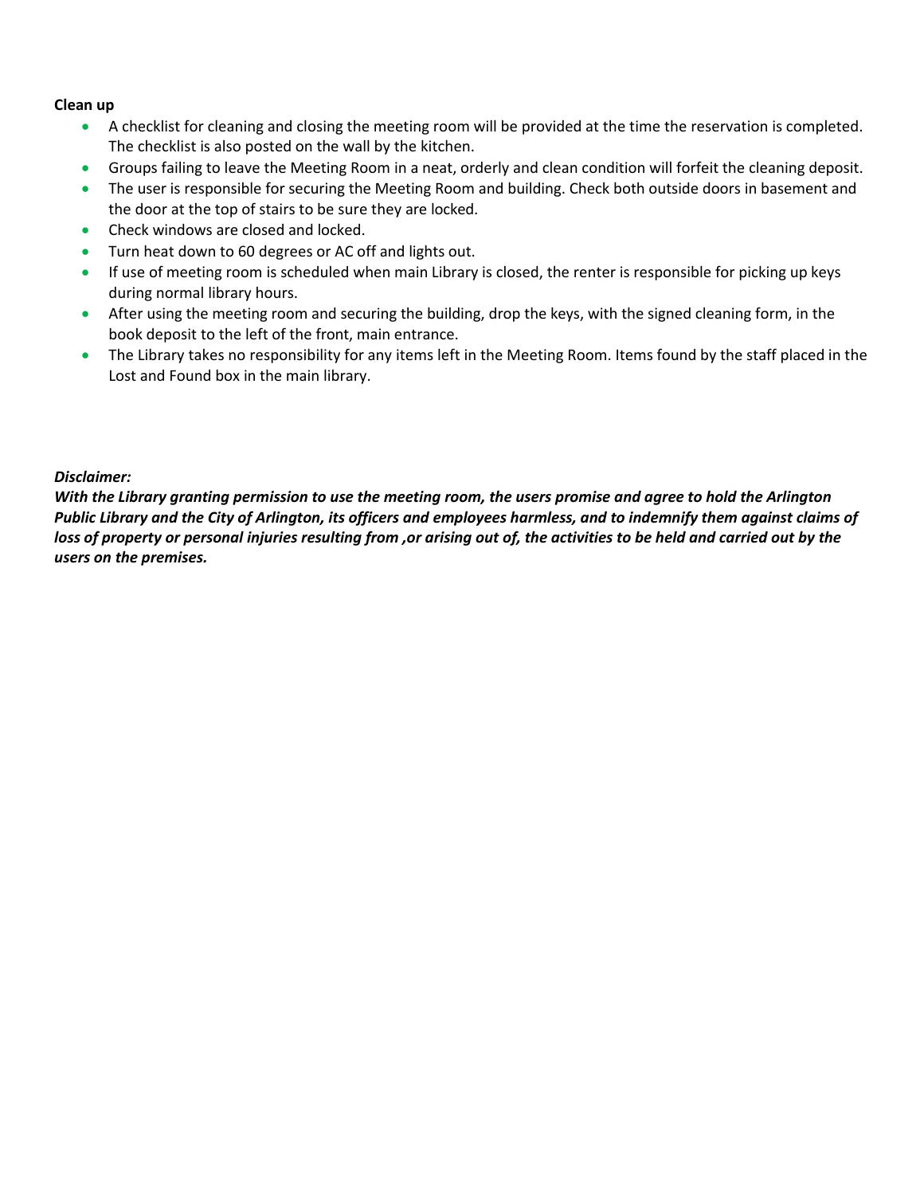**Clean up**

- A checklist for cleaning and closing the meeting room will be provided at the time the reservation is completed. The checklist is also posted on the wall by the kitchen.
- Groups failing to leave the Meeting Room in a neat, orderly and clean condition will forfeit the cleaning deposit.
- The user is responsible for securing the Meeting Room and building. Check both outside doors in basement and the door at the top of stairs to be sure they are locked.
- Check windows are closed and locked.
- Turn heat down to 60 degrees or AC off and lights out.
- If use of meeting room is scheduled when main Library is closed, the renter is responsible for picking up keys during normal library hours.
- After using the meeting room and securing the building, drop the keys, with the signed cleaning form, in the book deposit to the left of the front, main entrance.
- The Library takes no responsibility for any items left in the Meeting Room. Items found by the staff placed in the Lost and Found box in the main library.

***Disclaimer:***

***With the Library granting permission to use the meeting room, the users promise and agree to hold the Arlington Public Library and the City of Arlington, its officers and employees harmless, and to indemnify them against claims of loss of property or personal injuries resulting from ,or arising out of, the activities to be held and carried out by the users on the premises.***